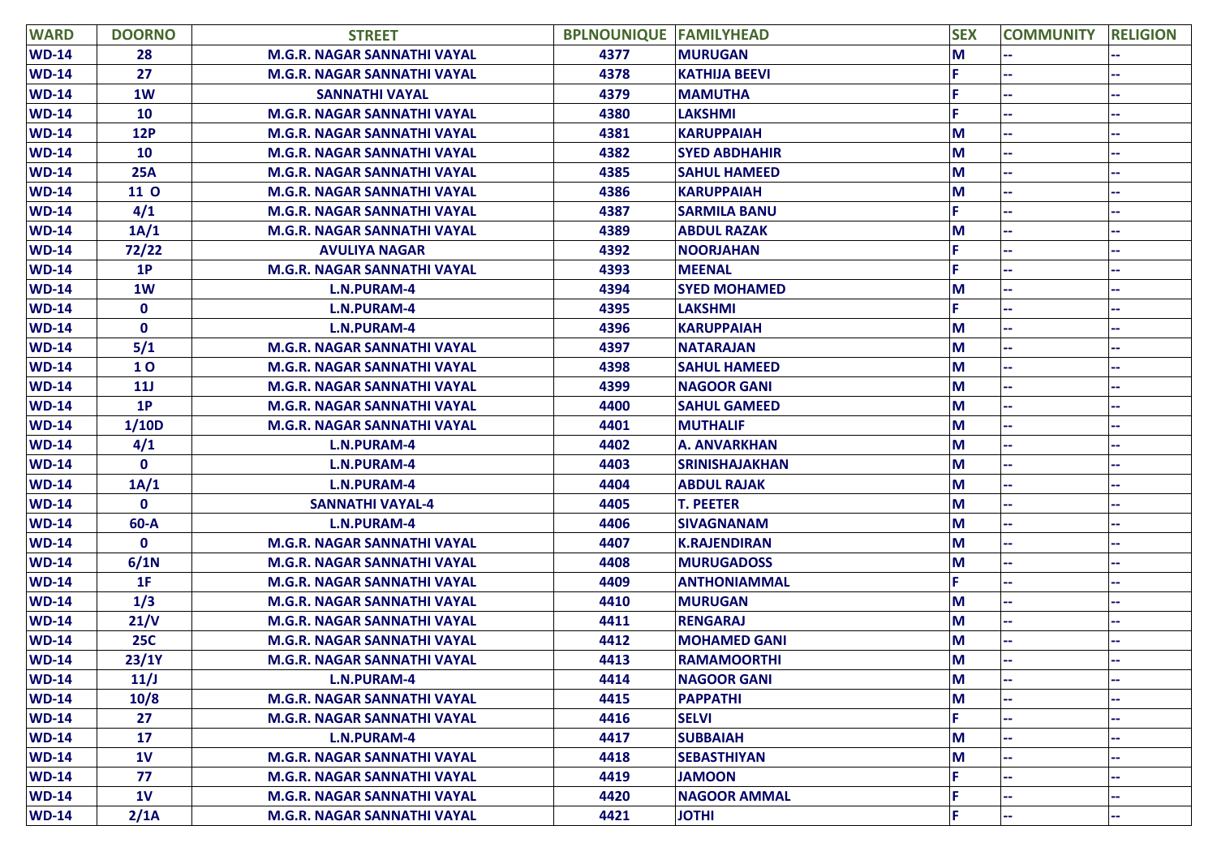| WARD | DOORNO | STREET | BPLNOUNIQUE | FAMILYHEAD | SEX | COMMUNITY | RELIGION |
|---|---|---|---|---|---|---|---|
| WD-14 | 28 | M.G.R. NAGAR SANNATHI VAYAL | 4377 | MURUGAN | M | -- | -- |
| WD-14 | 27 | M.G.R. NAGAR SANNATHI VAYAL | 4378 | KATHIJA BEEVI | F | -- | -- |
| WD-14 | 1W | SANNATHI VAYAL | 4379 | MAMUTHA | F | -- | -- |
| WD-14 | 10 | M.G.R. NAGAR SANNATHI VAYAL | 4380 | LAKSHMI | F | -- | -- |
| WD-14 | 12P | M.G.R. NAGAR SANNATHI VAYAL | 4381 | KARUPPAIAH | M | -- | -- |
| WD-14 | 10 | M.G.R. NAGAR SANNATHI VAYAL | 4382 | SYED ABDHAHIR | M | -- | -- |
| WD-14 | 25A | M.G.R. NAGAR SANNATHI VAYAL | 4385 | SAHUL HAMEED | M | -- | -- |
| WD-14 | 11 O | M.G.R. NAGAR SANNATHI VAYAL | 4386 | KARUPPAIAH | M | -- | -- |
| WD-14 | 4/1 | M.G.R. NAGAR SANNATHI VAYAL | 4387 | SARMILA BANU | F | -- | -- |
| WD-14 | 1A/1 | M.G.R. NAGAR SANNATHI VAYAL | 4389 | ABDUL RAZAK | M | -- | -- |
| WD-14 | 72/22 | AVULIYA NAGAR | 4392 | NOORJAHAN | F | -- | -- |
| WD-14 | 1P | M.G.R. NAGAR SANNATHI VAYAL | 4393 | MEENAL | F | -- | -- |
| WD-14 | 1W | L.N.PURAM-4 | 4394 | SYED MOHAMED | M | -- | -- |
| WD-14 | 0 | L.N.PURAM-4 | 4395 | LAKSHMI | F | -- | -- |
| WD-14 | 0 | L.N.PURAM-4 | 4396 | KARUPPAIAH | M | -- | -- |
| WD-14 | 5/1 | M.G.R. NAGAR SANNATHI VAYAL | 4397 | NATARAJAN | M | -- | -- |
| WD-14 | 1 O | M.G.R. NAGAR SANNATHI VAYAL | 4398 | SAHUL HAMEED | M | -- | -- |
| WD-14 | 11J | M.G.R. NAGAR SANNATHI VAYAL | 4399 | NAGOOR GANI | M | -- | -- |
| WD-14 | 1P | M.G.R. NAGAR SANNATHI VAYAL | 4400 | SAHUL GAMEED | M | -- | -- |
| WD-14 | 1/10D | M.G.R. NAGAR SANNATHI VAYAL | 4401 | MUTHALIF | M | -- | -- |
| WD-14 | 4/1 | L.N.PURAM-4 | 4402 | A. ANVARKHAN | M | -- | -- |
| WD-14 | 0 | L.N.PURAM-4 | 4403 | SRINISHAJAKHAN | M | -- | -- |
| WD-14 | 1A/1 | L.N.PURAM-4 | 4404 | ABDUL RAJAK | M | -- | -- |
| WD-14 | 0 | SANNATHI VAYAL-4 | 4405 | T. PEETER | M | -- | -- |
| WD-14 | 60-A | L.N.PURAM-4 | 4406 | SIVAGNANAM | M | -- | -- |
| WD-14 | 0 | M.G.R. NAGAR SANNATHI VAYAL | 4407 | K.RAJENDIRAN | M | -- | -- |
| WD-14 | 6/1N | M.G.R. NAGAR SANNATHI VAYAL | 4408 | MURUGADOSS | M | -- | -- |
| WD-14 | 1F | M.G.R. NAGAR SANNATHI VAYAL | 4409 | ANTHONIAMMAL | F | -- | -- |
| WD-14 | 1/3 | M.G.R. NAGAR SANNATHI VAYAL | 4410 | MURUGAN | M | -- | -- |
| WD-14 | 21/V | M.G.R. NAGAR SANNATHI VAYAL | 4411 | RENGARAJ | M | -- | -- |
| WD-14 | 25C | M.G.R. NAGAR SANNATHI VAYAL | 4412 | MOHAMED GANI | M | -- | -- |
| WD-14 | 23/1Y | M.G.R. NAGAR SANNATHI VAYAL | 4413 | RAMAMOORTHI | M | -- | -- |
| WD-14 | 11/J | L.N.PURAM-4 | 4414 | NAGOOR GANI | M | -- | -- |
| WD-14 | 10/8 | M.G.R. NAGAR SANNATHI VAYAL | 4415 | PAPPATHI | M | -- | -- |
| WD-14 | 27 | M.G.R. NAGAR SANNATHI VAYAL | 4416 | SELVI | F | -- | -- |
| WD-14 | 17 | L.N.PURAM-4 | 4417 | SUBBAIAH | M | -- | -- |
| WD-14 | 1V | M.G.R. NAGAR SANNATHI VAYAL | 4418 | SEBASTHIYAN | M | -- | -- |
| WD-14 | 77 | M.G.R. NAGAR SANNATHI VAYAL | 4419 | JAMOON | F | -- | -- |
| WD-14 | 1V | M.G.R. NAGAR SANNATHI VAYAL | 4420 | NAGOOR AMMAL | F | -- | -- |
| WD-14 | 2/1A | M.G.R. NAGAR SANNATHI VAYAL | 4421 | JOTHI | F | -- | -- |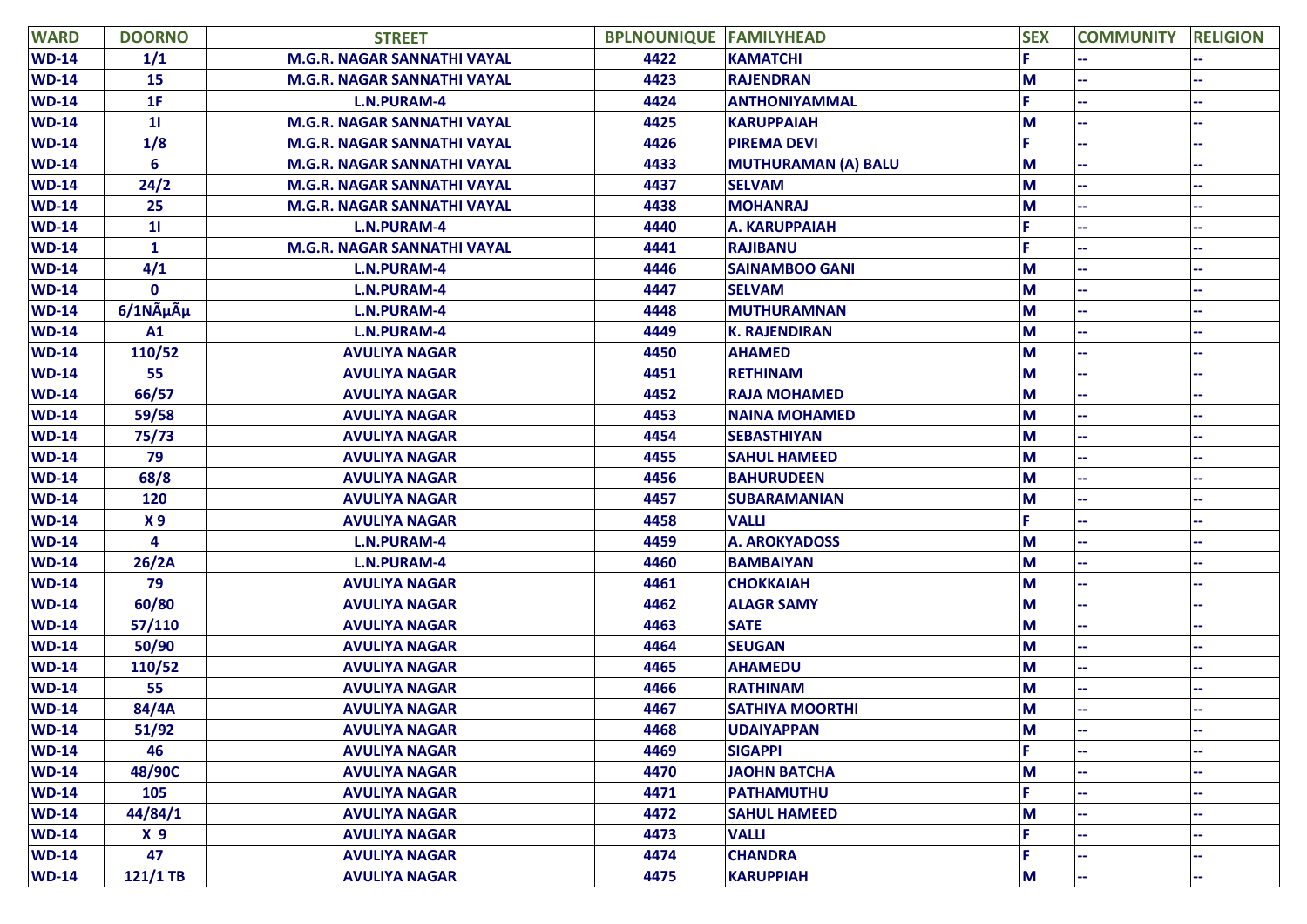| WARD | DOORNO | STREET | BPLNOUNIQUE | FAMILYHEAD | SEX | COMMUNITY | RELIGION |
|---|---|---|---|---|---|---|---|
| WD-14 | 1/1 | M.G.R. NAGAR SANNATHI VAYAL | 4422 | KAMATCHI | F | -- | -- |
| WD-14 | 15 | M.G.R. NAGAR SANNATHI VAYAL | 4423 | RAJENDRAN | M | -- | -- |
| WD-14 | 1F | L.N.PURAM-4 | 4424 | ANTHONIYAMMAL | F | -- | -- |
| WD-14 | 1I | M.G.R. NAGAR SANNATHI VAYAL | 4425 | KARUPPAIAH | M | -- | -- |
| WD-14 | 1/8 | M.G.R. NAGAR SANNATHI VAYAL | 4426 | PIREMA DEVI | F | -- | -- |
| WD-14 | 6 | M.G.R. NAGAR SANNATHI VAYAL | 4433 | MUTHURAMAN (A) BALU | M | -- | -- |
| WD-14 | 24/2 | M.G.R. NAGAR SANNATHI VAYAL | 4437 | SELVAM | M | -- | -- |
| WD-14 | 25 | M.G.R. NAGAR SANNATHI VAYAL | 4438 | MOHANRAJ | M | -- | -- |
| WD-14 | 1I | L.N.PURAM-4 | 4440 | A. KARUPPAIAH | F | -- | -- |
| WD-14 | 1 | M.G.R. NAGAR SANNATHI VAYAL | 4441 | RAJIBANU | F | -- | -- |
| WD-14 | 4/1 | L.N.PURAM-4 | 4446 | SAINAMBOO GANI | M | -- | -- |
| WD-14 | 0 | L.N.PURAM-4 | 4447 | SELVAM | M | -- | -- |
| WD-14 | 6/1NÃµÃµ | L.N.PURAM-4 | 4448 | MUTHURAMNAN | M | -- | -- |
| WD-14 | A1 | L.N.PURAM-4 | 4449 | K. RAJENDIRAN | M | -- | -- |
| WD-14 | 110/52 | AVULIYA NAGAR | 4450 | AHAMED | M | -- | -- |
| WD-14 | 55 | AVULIYA NAGAR | 4451 | RETHINAM | M | -- | -- |
| WD-14 | 66/57 | AVULIYA NAGAR | 4452 | RAJA MOHAMED | M | -- | -- |
| WD-14 | 59/58 | AVULIYA NAGAR | 4453 | NAINA MOHAMED | M | -- | -- |
| WD-14 | 75/73 | AVULIYA NAGAR | 4454 | SEBASTHIYAN | M | -- | -- |
| WD-14 | 79 | AVULIYA NAGAR | 4455 | SAHUL HAMEED | M | -- | -- |
| WD-14 | 68/8 | AVULIYA NAGAR | 4456 | BAHURUDEEN | M | -- | -- |
| WD-14 | 120 | AVULIYA NAGAR | 4457 | SUBARAMANIAN | M | -- | -- |
| WD-14 | X 9 | AVULIYA NAGAR | 4458 | VALLI | F | -- | -- |
| WD-14 | 4 | L.N.PURAM-4 | 4459 | A. AROKYADOSS | M | -- | -- |
| WD-14 | 26/2A | L.N.PURAM-4 | 4460 | BAMBAIYAN | M | -- | -- |
| WD-14 | 79 | AVULIYA NAGAR | 4461 | CHOKKAIAH | M | -- | -- |
| WD-14 | 60/80 | AVULIYA NAGAR | 4462 | ALAGR SAMY | M | -- | -- |
| WD-14 | 57/110 | AVULIYA NAGAR | 4463 | SATE | M | -- | -- |
| WD-14 | 50/90 | AVULIYA NAGAR | 4464 | SEUGAN | M | -- | -- |
| WD-14 | 110/52 | AVULIYA NAGAR | 4465 | AHAMEDU | M | -- | -- |
| WD-14 | 55 | AVULIYA NAGAR | 4466 | RATHINAM | M | -- | -- |
| WD-14 | 84/4A | AVULIYA NAGAR | 4467 | SATHIYA MOORTHI | M | -- | -- |
| WD-14 | 51/92 | AVULIYA NAGAR | 4468 | UDAIYAPPAN | M | -- | -- |
| WD-14 | 46 | AVULIYA NAGAR | 4469 | SIGAPPI | F | -- | -- |
| WD-14 | 48/90C | AVULIYA NAGAR | 4470 | JAOHN BATCHA | M | -- | -- |
| WD-14 | 105 | AVULIYA NAGAR | 4471 | PATHAMUTHU | F | -- | -- |
| WD-14 | 44/84/1 | AVULIYA NAGAR | 4472 | SAHUL HAMEED | M | -- | -- |
| WD-14 | X 9 | AVULIYA NAGAR | 4473 | VALLI | F | -- | -- |
| WD-14 | 47 | AVULIYA NAGAR | 4474 | CHANDRA | F | -- | -- |
| WD-14 | 121/1 TB | AVULIYA NAGAR | 4475 | KARUPPIAH | M | -- | -- |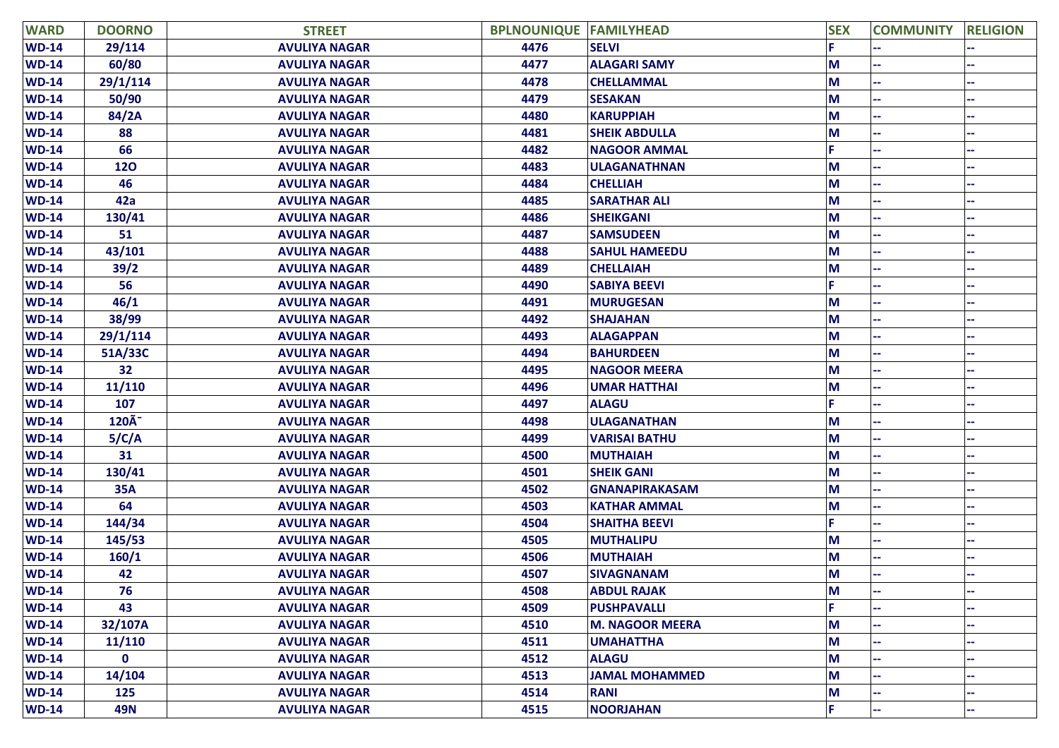| WARD | DOORNO | STREET | BPLNOUNIQUE | FAMILYHEAD | SEX | COMMUNITY | RELIGION |
|---|---|---|---|---|---|---|---|
| WD-14 | 29/114 | AVULIYA NAGAR | 4476 | SELVI | F | -- | -- |
| WD-14 | 60/80 | AVULIYA NAGAR | 4477 | ALAGARI SAMY | M | -- | -- |
| WD-14 | 29/1/114 | AVULIYA NAGAR | 4478 | CHELLAMMAL | M | -- | -- |
| WD-14 | 50/90 | AVULIYA NAGAR | 4479 | SESAKAN | M | -- | -- |
| WD-14 | 84/2A | AVULIYA NAGAR | 4480 | KARUPPIAH | M | -- | -- |
| WD-14 | 88 | AVULIYA NAGAR | 4481 | SHEIK ABDULLA | M | -- | -- |
| WD-14 | 66 | AVULIYA NAGAR | 4482 | NAGOOR AMMAL | F | -- | -- |
| WD-14 | 12O | AVULIYA NAGAR | 4483 | ULAGANATHNAN | M | -- | -- |
| WD-14 | 46 | AVULIYA NAGAR | 4484 | CHELLIAH | M | -- | -- |
| WD-14 | 42a | AVULIYA NAGAR | 4485 | SARATHAR ALI | M | -- | -- |
| WD-14 | 130/41 | AVULIYA NAGAR | 4486 | SHEIKGANI | M | -- | -- |
| WD-14 | 51 | AVULIYA NAGAR | 4487 | SAMSUDEEN | M | -- | -- |
| WD-14 | 43/101 | AVULIYA NAGAR | 4488 | SAHUL HAMEEDU | M | -- | -- |
| WD-14 | 39/2 | AVULIYA NAGAR | 4489 | CHELLAIAH | M | -- | -- |
| WD-14 | 56 | AVULIYA NAGAR | 4490 | SABIYA BEEVI | F | -- | -- |
| WD-14 | 46/1 | AVULIYA NAGAR | 4491 | MURUGESAN | M | -- | -- |
| WD-14 | 38/99 | AVULIYA NAGAR | 4492 | SHAJAHAN | M | -- | -- |
| WD-14 | 29/1/114 | AVULIYA NAGAR | 4493 | ALAGAPPAN | M | -- | -- |
| WD-14 | 51A/33C | AVULIYA NAGAR | 4494 | BAHURDEEN | M | -- | -- |
| WD-14 | 32 | AVULIYA NAGAR | 4495 | NAGOOR MEERA | M | -- | -- |
| WD-14 | 11/110 | AVULIYA NAGAR | 4496 | UMAR HATTHAI | M | -- | -- |
| WD-14 | 107 | AVULIYA NAGAR | 4497 | ALAGU | F | -- | -- |
| WD-14 | 120Ã¯ | AVULIYA NAGAR | 4498 | ULAGANATHAN | M | -- | -- |
| WD-14 | 5/C/A | AVULIYA NAGAR | 4499 | VARISAI BATHU | M | -- | -- |
| WD-14 | 31 | AVULIYA NAGAR | 4500 | MUTHAIAH | M | -- | -- |
| WD-14 | 130/41 | AVULIYA NAGAR | 4501 | SHEIK GANI | M | -- | -- |
| WD-14 | 35A | AVULIYA NAGAR | 4502 | GNANAPIRAKASAM | M | -- | -- |
| WD-14 | 64 | AVULIYA NAGAR | 4503 | KATHAR AMMAL | M | -- | -- |
| WD-14 | 144/34 | AVULIYA NAGAR | 4504 | SHAITHA BEEVI | F | -- | -- |
| WD-14 | 145/53 | AVULIYA NAGAR | 4505 | MUTHALIPU | M | -- | -- |
| WD-14 | 160/1 | AVULIYA NAGAR | 4506 | MUTHAIAH | M | -- | -- |
| WD-14 | 42 | AVULIYA NAGAR | 4507 | SIVAGNANAM | M | -- | -- |
| WD-14 | 76 | AVULIYA NAGAR | 4508 | ABDUL RAJAK | M | -- | -- |
| WD-14 | 43 | AVULIYA NAGAR | 4509 | PUSHPAVALLI | F | -- | -- |
| WD-14 | 32/107A | AVULIYA NAGAR | 4510 | M. NAGOOR MEERA | M | -- | -- |
| WD-14 | 11/110 | AVULIYA NAGAR | 4511 | UMAHATTHA | M | -- | -- |
| WD-14 | 0 | AVULIYA NAGAR | 4512 | ALAGU | M | -- | -- |
| WD-14 | 14/104 | AVULIYA NAGAR | 4513 | JAMAL MOHAMMED | M | -- | -- |
| WD-14 | 125 | AVULIYA NAGAR | 4514 | RANI | M | -- | -- |
| WD-14 | 49N | AVULIYA NAGAR | 4515 | NOORJAHAN | F | -- | -- |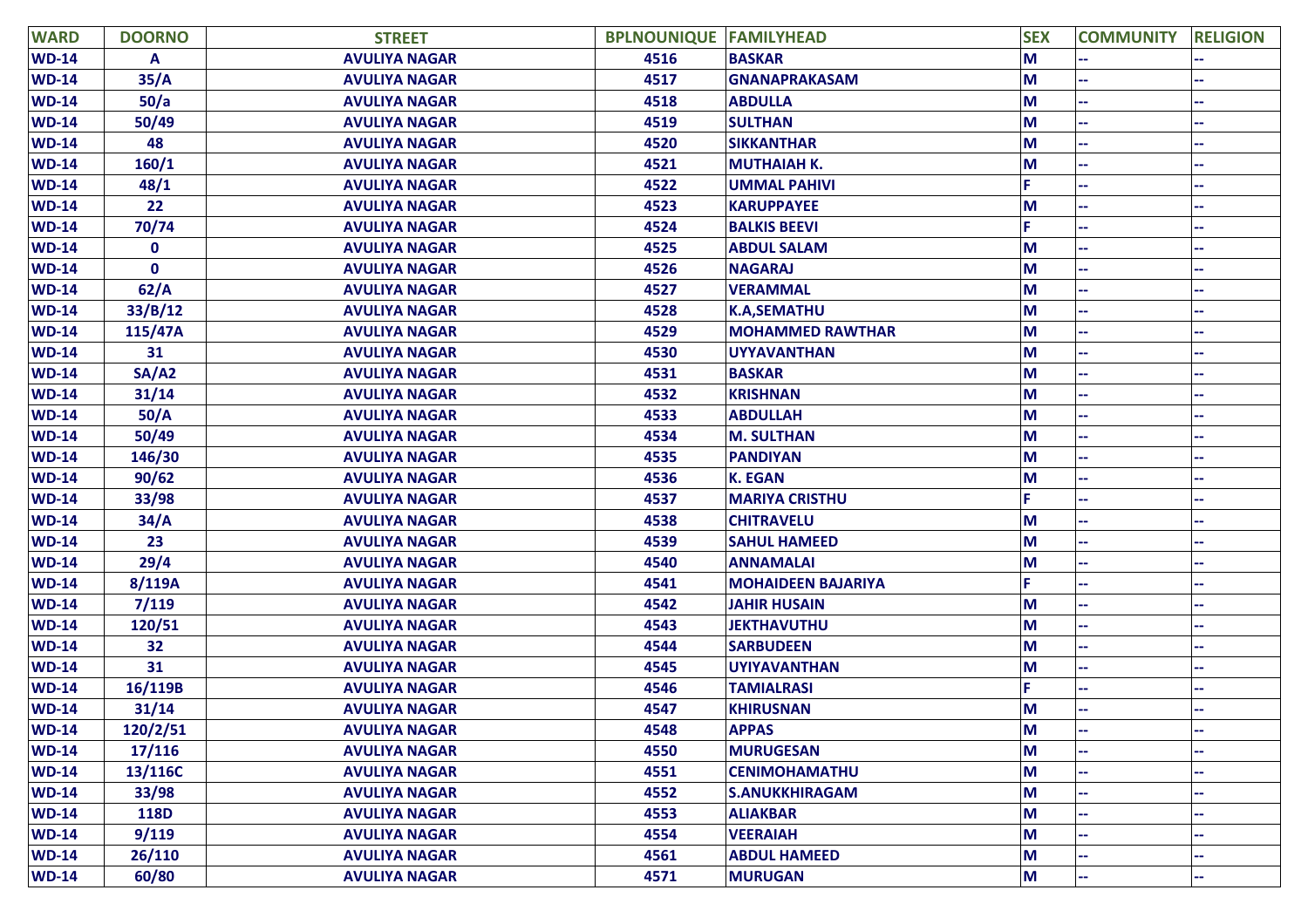| WARD | DOORNO | STREET | BPLNOUNIQUE | FAMILYHEAD | SEX | COMMUNITY | RELIGION |
|---|---|---|---|---|---|---|---|
| WD-14 | A | AVULIYA NAGAR | 4516 | BASKAR | M | -- | -- |
| WD-14 | 35/A | AVULIYA NAGAR | 4517 | GNANAPRAKASAM | M | -- | -- |
| WD-14 | 50/a | AVULIYA NAGAR | 4518 | ABDULLA | M | -- | -- |
| WD-14 | 50/49 | AVULIYA NAGAR | 4519 | SULTHAN | M | -- | -- |
| WD-14 | 48 | AVULIYA NAGAR | 4520 | SIKKANTHAR | M | -- | -- |
| WD-14 | 160/1 | AVULIYA NAGAR | 4521 | MUTHAIAH K. | M | -- | -- |
| WD-14 | 48/1 | AVULIYA NAGAR | 4522 | UMMAL PAHIVI | F | -- | -- |
| WD-14 | 22 | AVULIYA NAGAR | 4523 | KARUPPAYEE | M | -- | -- |
| WD-14 | 70/74 | AVULIYA NAGAR | 4524 | BALKIS BEEVI | F | -- | -- |
| WD-14 | 0 | AVULIYA NAGAR | 4525 | ABDUL SALAM | M | -- | -- |
| WD-14 | 0 | AVULIYA NAGAR | 4526 | NAGARAJ | M | -- | -- |
| WD-14 | 62/A | AVULIYA NAGAR | 4527 | VERAMMAL | M | -- | -- |
| WD-14 | 33/B/12 | AVULIYA NAGAR | 4528 | K.A,SEMATHU | M | -- | -- |
| WD-14 | 115/47A | AVULIYA NAGAR | 4529 | MOHAMMED RAWTHAR | M | -- | -- |
| WD-14 | 31 | AVULIYA NAGAR | 4530 | UYYAVANTHAN | M | -- | -- |
| WD-14 | SA/A2 | AVULIYA NAGAR | 4531 | BASKAR | M | -- | -- |
| WD-14 | 31/14 | AVULIYA NAGAR | 4532 | KRISHNAN | M | -- | -- |
| WD-14 | 50/A | AVULIYA NAGAR | 4533 | ABDULLAH | M | -- | -- |
| WD-14 | 50/49 | AVULIYA NAGAR | 4534 | M. SULTHAN | M | -- | -- |
| WD-14 | 146/30 | AVULIYA NAGAR | 4535 | PANDIYAN | M | -- | -- |
| WD-14 | 90/62 | AVULIYA NAGAR | 4536 | K. EGAN | M | -- | -- |
| WD-14 | 33/98 | AVULIYA NAGAR | 4537 | MARIYA CRISTHU | F | -- | -- |
| WD-14 | 34/A | AVULIYA NAGAR | 4538 | CHITRAVELU | M | -- | -- |
| WD-14 | 23 | AVULIYA NAGAR | 4539 | SAHUL HAMEED | M | -- | -- |
| WD-14 | 29/4 | AVULIYA NAGAR | 4540 | ANNAMALAI | M | -- | -- |
| WD-14 | 8/119A | AVULIYA NAGAR | 4541 | MOHAIDEEN BAJARIYA | F | -- | -- |
| WD-14 | 7/119 | AVULIYA NAGAR | 4542 | JAHIR HUSAIN | M | -- | -- |
| WD-14 | 120/51 | AVULIYA NAGAR | 4543 | JEKTHAVUTHU | M | -- | -- |
| WD-14 | 32 | AVULIYA NAGAR | 4544 | SARBUDEEN | M | -- | -- |
| WD-14 | 31 | AVULIYA NAGAR | 4545 | UYIYAVANTHAN | M | -- | -- |
| WD-14 | 16/119B | AVULIYA NAGAR | 4546 | TAMIALRASI | F | -- | -- |
| WD-14 | 31/14 | AVULIYA NAGAR | 4547 | KHIRUSNAN | M | -- | -- |
| WD-14 | 120/2/51 | AVULIYA NAGAR | 4548 | APPAS | M | -- | -- |
| WD-14 | 17/116 | AVULIYA NAGAR | 4550 | MURUGESAN | M | -- | -- |
| WD-14 | 13/116C | AVULIYA NAGAR | 4551 | CENIMOHAMATHU | M | -- | -- |
| WD-14 | 33/98 | AVULIYA NAGAR | 4552 | S.ANUKKHIRAGAM | M | -- | -- |
| WD-14 | 118D | AVULIYA NAGAR | 4553 | ALIAKBAR | M | -- | -- |
| WD-14 | 9/119 | AVULIYA NAGAR | 4554 | VEERAIAH | M | -- | -- |
| WD-14 | 26/110 | AVULIYA NAGAR | 4561 | ABDUL HAMEED | M | -- | -- |
| WD-14 | 60/80 | AVULIYA NAGAR | 4571 | MURUGAN | M | -- | -- |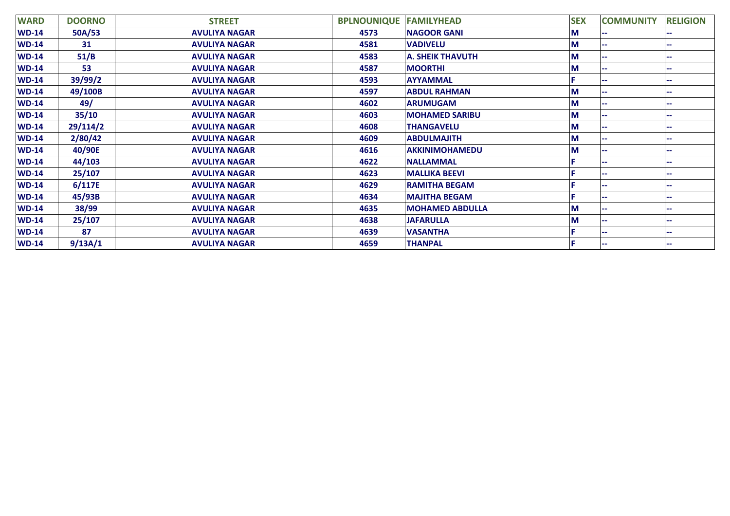| WARD | DOORNO | STREET | BPLNOUNIQUE | FAMILYHEAD | SEX | COMMUNITY | RELIGION |
|---|---|---|---|---|---|---|---|
| WD-14 | 50A/53 | AVULIYA NAGAR | 4573 | NAGOOR GANI | M | -- | -- |
| WD-14 | 31 | AVULIYA NAGAR | 4581 | VADIVELU | M | -- | -- |
| WD-14 | 51/B | AVULIYA NAGAR | 4583 | A. SHEIK THAVUTH | M | -- | -- |
| WD-14 | 53 | AVULIYA NAGAR | 4587 | MOORTHI | M | -- | -- |
| WD-14 | 39/99/2 | AVULIYA NAGAR | 4593 | AYYAMMAL | F | -- | -- |
| WD-14 | 49/100B | AVULIYA NAGAR | 4597 | ABDUL RAHMAN | M | -- | -- |
| WD-14 | 49/ | AVULIYA NAGAR | 4602 | ARUMUGAM | M | -- | -- |
| WD-14 | 35/10 | AVULIYA NAGAR | 4603 | MOHAMED SARIBU | M | -- | -- |
| WD-14 | 29/114/2 | AVULIYA NAGAR | 4608 | THANGAVELU | M | -- | -- |
| WD-14 | 2/80/42 | AVULIYA NAGAR | 4609 | ABDULMAJITH | M | -- | -- |
| WD-14 | 40/90E | AVULIYA NAGAR | 4616 | AKKINIMOHAMEDU | M | -- | -- |
| WD-14 | 44/103 | AVULIYA NAGAR | 4622 | NALLAMMAL | F | -- | -- |
| WD-14 | 25/107 | AVULIYA NAGAR | 4623 | MALLIKA BEEVI | F | -- | -- |
| WD-14 | 6/117E | AVULIYA NAGAR | 4629 | RAMITHA BEGAM | F | -- | -- |
| WD-14 | 45/93B | AVULIYA NAGAR | 4634 | MAJITHA BEGAM | F | -- | -- |
| WD-14 | 38/99 | AVULIYA NAGAR | 4635 | MOHAMED ABDULLA | M | -- | -- |
| WD-14 | 25/107 | AVULIYA NAGAR | 4638 | JAFARULLA | M | -- | -- |
| WD-14 | 87 | AVULIYA NAGAR | 4639 | VASANTHA | F | -- | -- |
| WD-14 | 9/13A/1 | AVULIYA NAGAR | 4659 | THANPAL | F | -- | -- |